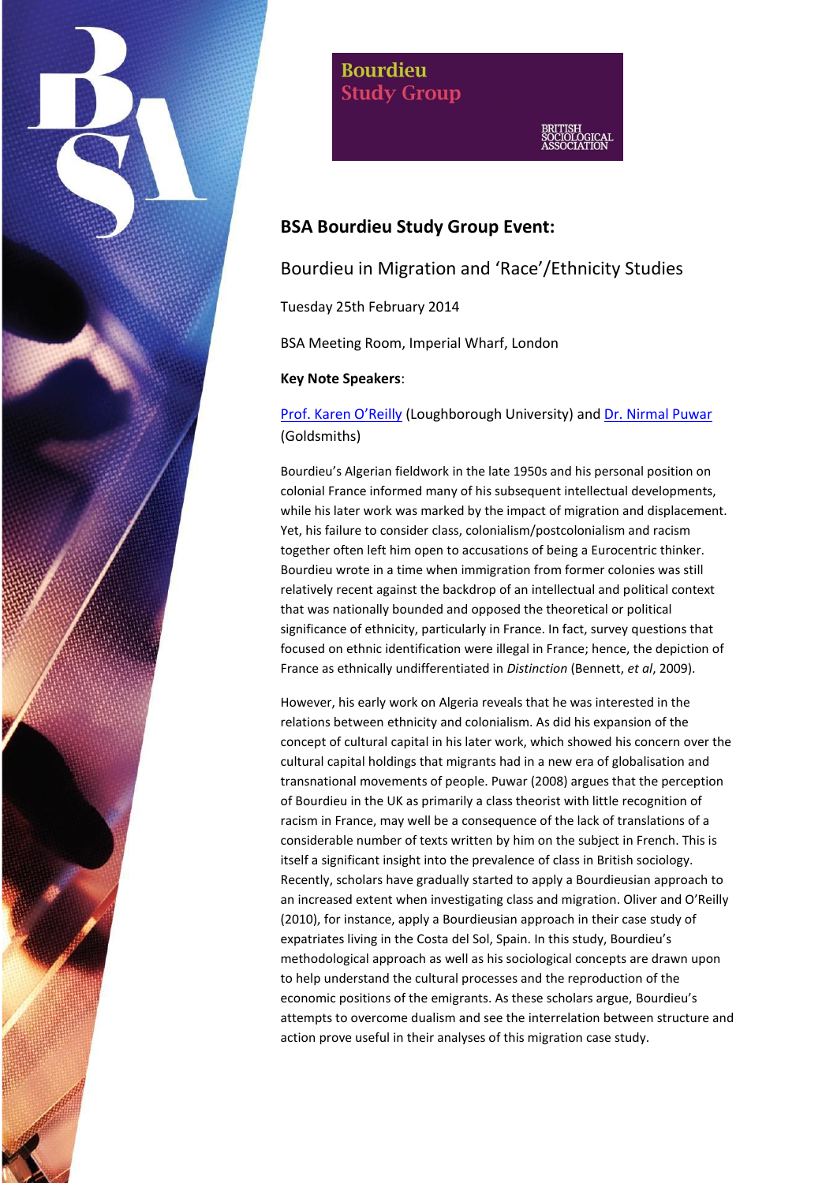Bourdieu Study Group

BRITISH SOCIOLOGICAL ASSOCIATION

## BSA Bourdieu Study Group Event:

### Bourdieu in Migration and 'Race'/Ethnicity Studies

Tuesday 25th February 2014

BSA Meeting Room, Imperial Wharf, London

**Key Note Speakers**:

Prof. Karen O'Reilly (Loughborough University) and Dr. Nirmal Puwar (Goldsmiths)

Bourdieu's Algerian fieldwork in the late 1950s and his personal position on colonial France informed many of his subsequent intellectual developments, while his later work was marked by the impact of migration and displacement. Yet, his failure to consider class, colonialism/postcolonialism and racism together often left him open to accusations of being a Eurocentric thinker. Bourdieu wrote in a time when immigration from former colonies was still relatively recent against the backdrop of an intellectual and political context that was nationally bounded and opposed the theoretical or political significance of ethnicity, particularly in France. In fact, survey questions that focused on ethnic identification were illegal in France; hence, the depiction of France as ethnically undifferentiated in *Distinction* (Bennett, *et al*, 2009).

However, his early work on Algeria reveals that he was interested in the relations between ethnicity and colonialism. As did his expansion of the concept of cultural capital in his later work, which showed his concern over the cultural capital holdings that migrants had in a new era of globalisation and transnational movements of people. Puwar (2008) argues that the perception of Bourdieu in the UK as primarily a class theorist with little recognition of racism in France, may well be a consequence of the lack of translations of a considerable number of texts written by him on the subject in French. This is itself a significant insight into the prevalence of class in British sociology. Recently, scholars have gradually started to apply a Bourdieusian approach to an increased extent when investigating class and migration. Oliver and O'Reilly (2010), for instance, apply a Bourdieusian approach in their case study of expatriates living in the Costa del Sol, Spain. In this study, Bourdieu's methodological approach as well as his sociological concepts are drawn upon to help understand the cultural processes and the reproduction of the economic positions of the emigrants. As these scholars argue, Bourdieu's attempts to overcome dualism and see the interrelation between structure and action prove useful in their analyses of this migration case study.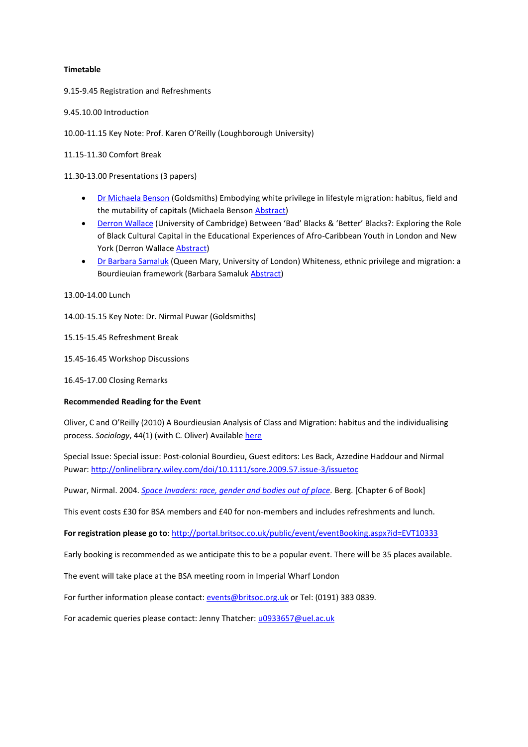**Timetable**

9.15-9.45 Registration and Refreshments

9.45.10.00 Introduction

10.00-11.15 Key Note: Prof. Karen O'Reilly (Loughborough University)

11.15-11.30 Comfort Break

11.30-13.00 Presentations (3 papers)

- Dr Michaela Benson (Goldsmiths) Embodying white privilege in lifestyle migration: habitus, field and the mutability of capitals (Michaela Benson Abstract)
- Derron Wallace (University of Cambridge) Between 'Bad' Blacks & 'Better' Blacks?: Exploring the Role of Black Cultural Capital in the Educational Experiences of Afro-Caribbean Youth in London and New York (Derron Wallace Abstract)
- Dr Barbara Samaluk (Queen Mary, University of London) Whiteness, ethnic privilege and migration: a Bourdieuian framework (Barbara Samaluk Abstract)

13.00-14.00 Lunch

14.00-15.15 Key Note: Dr. Nirmal Puwar (Goldsmiths)

15.15-15.45 Refreshment Break

15.45-16.45 Workshop Discussions

16.45-17.00 Closing Remarks

**Recommended Reading for the Event**

Oliver, C and O'Reilly (2010) A Bourdieusian Analysis of Class and Migration: habitus and the individualising process. *Sociology*, 44(1) (with C. Oliver) Available here

Special Issue: Special issue: Post-colonial Bourdieu, Guest editors: Les Back, Azzedine Haddour and Nirmal Puwar: http://onlinelibrary.wiley.com/doi/10.1111/sore.2009.57.issue-3/issuetoc

Puwar, Nirmal. 2004. *Space Invaders: race, gender and bodies out of place*. Berg. [Chapter 6 of Book]

This event costs £30 for BSA members and £40 for non-members and includes refreshments and lunch.

**For registration please go to**: http://portal.britsoc.co.uk/public/event/eventBooking.aspx?id=EVT10333

Early booking is recommended as we anticipate this to be a popular event. There will be 35 places available.

The event will take place at the BSA meeting room in Imperial Wharf London

For further information please contact: events@britsoc.org.uk or Tel: (0191) 383 0839.

For academic queries please contact: Jenny Thatcher: u0933657@uel.ac.uk